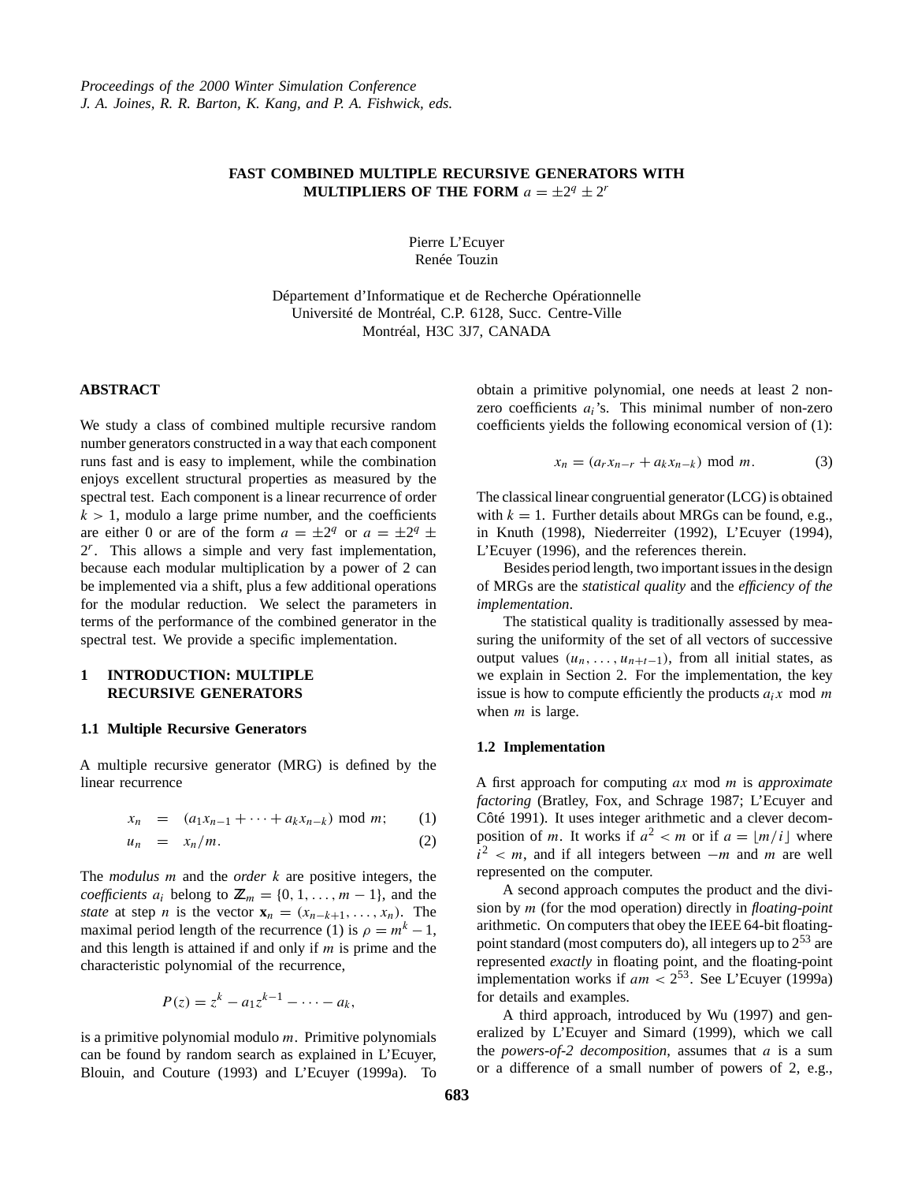Proceedings of the 2000 Winter Simulation Conference
J. A. Joines, R. R. Barton, K. Kang, and P. A. Fishwick, eds.

# FAST COMBINED MULTIPLE RECURSIVE GENERATORS WITH MULTIPLIERS OF THE FORM $a = \pm 2^q \pm 2^r$

Pierre L'Ecuyer
Renée Touzin

Département d'Informatique et de Recherche Opérationnelle
Université de Montréal, C.P. 6128, Succ. Centre-Ville
Montréal, H3C 3J7, CANADA

## ABSTRACT

We study a class of combined multiple recursive random number generators constructed in a way that each component runs fast and is easy to implement, while the combination enjoys excellent structural properties as measured by the spectral test. Each component is a linear recurrence of order $k > 1$, modulo a large prime number, and the coefficients are either 0 or are of the form $a = \pm 2^q$ or $a = \pm 2^q \pm 2^r$. This allows a simple and very fast implementation, because each modular multiplication by a power of 2 can be implemented via a shift, plus a few additional operations for the modular reduction. We select the parameters in terms of the performance of the combined generator in the spectral test. We provide a specific implementation.

## 1 INTRODUCTION: MULTIPLE RECURSIVE GENERATORS

### 1.1 Multiple Recursive Generators

A multiple recursive generator (MRG) is defined by the linear recurrence

$$x_n = (a_1 x_{n-1} + \cdots + a_k x_{n-k}) \bmod m; \qquad (1)$$

$$u_n = x_n / m. \qquad (2)$$

The *modulus* $m$ and the *order* $k$ are positive integers, the *coefficients* $a_i$ belong to $\mathbb{Z}_m = \{0, 1, \ldots, m-1\}$, and the *state* at step $n$ is the vector $\mathbf{x}_n = (x_{n-k+1}, \ldots, x_n)$. The maximal period length of the recurrence (1) is $\rho = m^k - 1$, and this length is attained if and only if $m$ is prime and the characteristic polynomial of the recurrence,

$$P(z) = z^k - a_1 z^{k-1} - \cdots - a_k,$$

is a primitive polynomial modulo $m$. Primitive polynomials can be found by random search as explained in L'Ecuyer, Blouin, and Couture (1993) and L'Ecuyer (1999a). To obtain a primitive polynomial, one needs at least 2 non-zero coefficients $a_i$'s. This minimal number of non-zero coefficients yields the following economical version of (1):

$$x_n = (a_r x_{n-r} + a_k x_{n-k}) \bmod m. \qquad (3)$$

The classical linear congruential generator (LCG) is obtained with $k = 1$. Further details about MRGs can be found, e.g., in Knuth (1998), Niederreiter (1992), L'Ecuyer (1994), L'Ecuyer (1996), and the references therein.

Besides period length, two important issues in the design of MRGs are the *statistical quality* and the *efficiency of the implementation*.

The statistical quality is traditionally assessed by measuring the uniformity of the set of all vectors of successive output values $(u_n, \ldots, u_{n+t-1})$, from all initial states, as we explain in Section 2. For the implementation, the key issue is how to compute efficiently the products $a_i x \bmod m$ when $m$ is large.

### 1.2 Implementation

A first approach for computing $ax \bmod m$ is *approximate factoring* (Bratley, Fox, and Schrage 1987; L'Ecuyer and Côté 1991). It uses integer arithmetic and a clever decomposition of $m$. It works if $a^2 < m$ or if $a = \lfloor m/i \rfloor$ where $i^2 < m$, and if all integers between $-m$ and $m$ are well represented on the computer.

A second approach computes the product and the division by $m$ (for the mod operation) directly in *floating-point* arithmetic. On computers that obey the IEEE 64-bit floating-point standard (most computers do), all integers up to $2^{53}$ are represented *exactly* in floating point, and the floating-point implementation works if $am < 2^{53}$. See L'Ecuyer (1999a) for details and examples.

A third approach, introduced by Wu (1997) and generalized by L'Ecuyer and Simard (1999), which we call the *powers-of-2 decomposition*, assumes that $a$ is a sum or a difference of a small number of powers of 2, e.g.,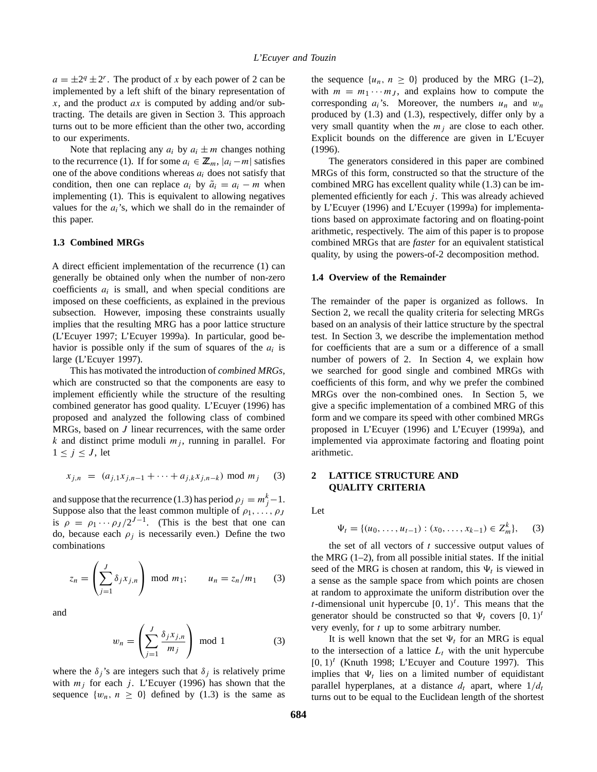$a = \pm 2^q \pm 2^r$. The product of $x$ by each power of 2 can be implemented by a left shift of the binary representation of $x$, and the product $ax$ is computed by adding and/or subtracting. The details are given in Section 3. This approach turns out to be more efficient than the other two, according to our experiments.

Note that replacing any $a_i$ by $a_i \pm m$ changes nothing to the recurrence (1). If for some $a_i \in \mathbb{Z}_m$, $|a_i - m|$ satisfies one of the above conditions whereas $a_i$ does not satisfy that condition, then one can replace $a_i$ by $\tilde{a}_i = a_i - m$ when implementing (1). This is equivalent to allowing negatives values for the $a_i$'s, which we shall do in the remainder of this paper.

### 1.3 Combined MRGs

A direct efficient implementation of the recurrence (1) can generally be obtained only when the number of non-zero coefficients $a_i$ is small, and when special conditions are imposed on these coefficients, as explained in the previous subsection. However, imposing these constraints usually implies that the resulting MRG has a poor lattice structure (L'Ecuyer 1997; L'Ecuyer 1999a). In particular, good behavior is possible only if the sum of squares of the $a_i$ is large (L'Ecuyer 1997).

This has motivated the introduction of *combined MRGs*, which are constructed so that the components are easy to implement efficiently while the structure of the resulting combined generator has good quality. L'Ecuyer (1996) has proposed and analyzed the following class of combined MRGs, based on $J$ linear recurrences, with the same order $k$ and distinct prime moduli $m_j$, running in parallel. For $1 \le j \le J$, let

$$x_{j,n} = (a_{j,1} x_{j,n-1} + \cdots + a_{j,k} x_{j,n-k}) \bmod m_j \qquad (3)$$

and suppose that the recurrence (1.3) has period $\rho_j = m_j^k - 1$. Suppose also that the least common multiple of $\rho_1, \ldots, \rho_J$ is $\rho = \rho_1 \cdots \rho_J / 2^{J-1}$. (This is the best that one can do, because each $\rho_j$ is necessarily even.) Define the two combinations

$$z_n = \left( \sum_{j=1}^{J} \delta_j x_{j,n} \right) \bmod m_1; \qquad u_n = z_n / m_1 \qquad (3)$$

and

$$w_n = \left( \sum_{j=1}^{J} \frac{\delta_j x_{j,n}}{m_j} \right) \bmod 1 \qquad (3)$$

where the $\delta_j$'s are integers such that $\delta_j$ is relatively prime with $m_j$ for each $j$. L'Ecuyer (1996) has shown that the sequence $\{w_n,\ n \ge 0\}$ defined by (1.3) is the same as the sequence $\{u_n,\ n \ge 0\}$ produced by the MRG (1–2), with $m = m_1 \cdots m_J$, and explains how to compute the corresponding $a_i$'s. Moreover, the numbers $u_n$ and $w_n$ produced by (1.3) and (1.3), respectively, differ only by a very small quantity when the $m_j$ are close to each other. Explicit bounds on the difference are given in L'Ecuyer (1996).

The generators considered in this paper are combined MRGs of this form, constructed so that the structure of the combined MRG has excellent quality while (1.3) can be implemented efficiently for each $j$. This was already achieved by L'Ecuyer (1996) and L'Ecuyer (1999a) for implementations based on approximate factoring and on floating-point arithmetic, respectively. The aim of this paper is to propose combined MRGs that are *faster* for an equivalent statistical quality, by using the powers-of-2 decomposition method.

### 1.4 Overview of the Remainder

The remainder of the paper is organized as follows. In Section 2, we recall the quality criteria for selecting MRGs based on an analysis of their lattice structure by the spectral test. In Section 3, we describe the implementation method for coefficients that are a sum or a difference of a small number of powers of 2. In Section 4, we explain how we searched for good single and combined MRGs with coefficients of this form, and why we prefer the combined MRGs over the non-combined ones. In Section 5, we give a specific implementation of a combined MRG of this form and we compare its speed with other combined MRGs proposed in L'Ecuyer (1996) and L'Ecuyer (1999a), and implemented via approximate factoring and floating point arithmetic.

## 2 LATTICE STRUCTURE AND QUALITY CRITERIA

Let

$$\Psi_t = \{(u_0, \ldots, u_{t-1}) : (x_0, \ldots, x_{k-1}) \in Z_m^k\}, \qquad (3)$$

the set of all vectors of $t$ successive output values of the MRG (1–2), from all possible initial states. If the initial seed of the MRG is chosen at random, this $\Psi_t$ is viewed in a sense as the sample space from which points are chosen at random to approximate the uniform distribution over the $t$-dimensional unit hypercube $[0, 1)^t$. This means that the generator should be constructed so that $\Psi_t$ covers $[0, 1)^t$ very evenly, for $t$ up to some arbitrary number.

It is well known that the set $\Psi_t$ for an MRG is equal to the intersection of a lattice $L_t$ with the unit hypercube $[0, 1)^t$ (Knuth 1998; L'Ecuyer and Couture 1997). This implies that $\Psi_t$ lies on a limited number of equidistant parallel hyperplanes, at a distance $d_t$ apart, where $1/d_t$ turns out to be equal to the Euclidean length of the shortest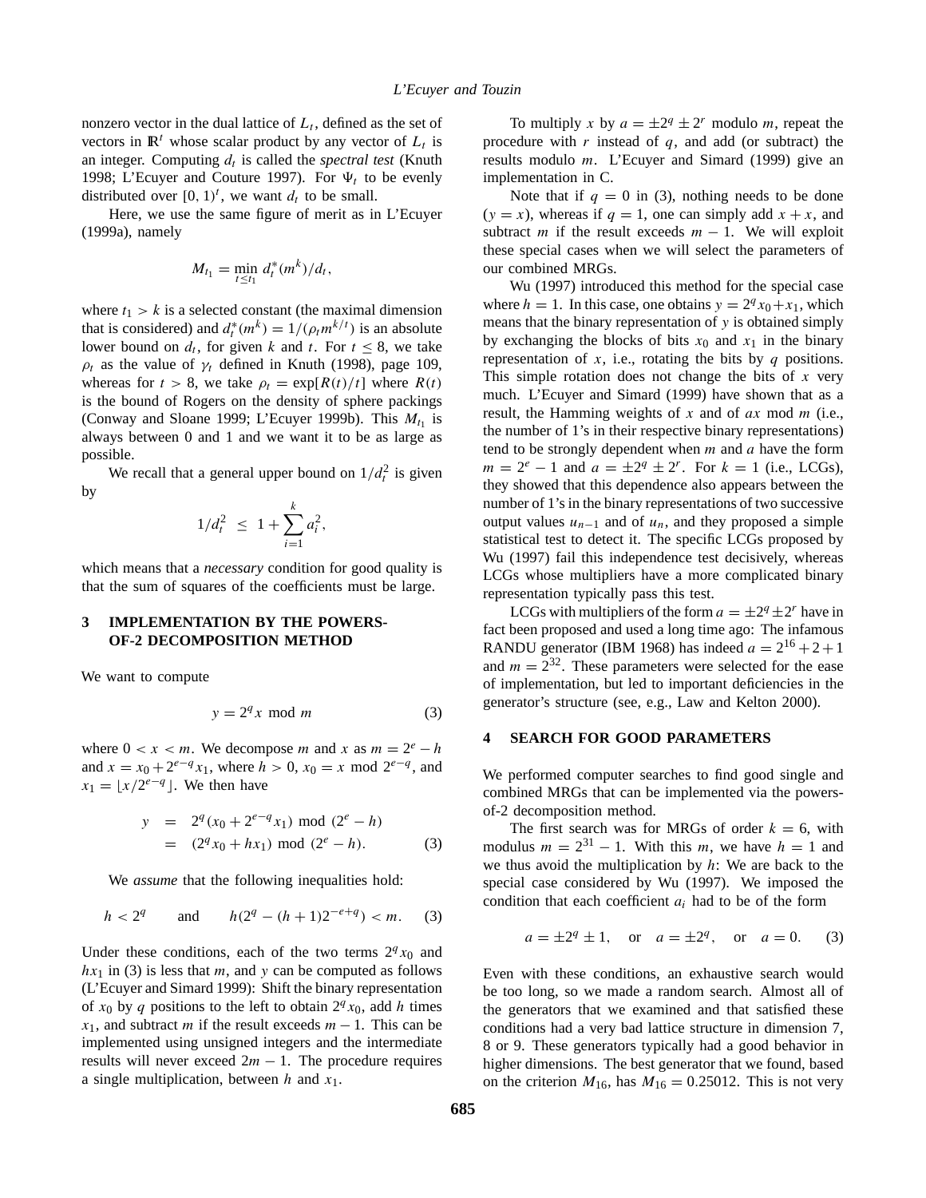nonzero vector in the dual lattice of $L_t$, defined as the set of vectors in $\mathbb{R}^t$ whose scalar product by any vector of $L_t$ is an integer. Computing $d_t$ is called the *spectral test* (Knuth 1998; L'Ecuyer and Couture 1997). For $\Psi_t$ to be evenly distributed over $[0,1)^t$, we want $d_t$ to be small.

Here, we use the same figure of merit as in L'Ecuyer (1999a), namely

$$M_{t_1} = \min_{t \le t_1} d_t^*(m^k)/d_t,$$

where $t_1 > k$ is a selected constant (the maximal dimension that is considered) and $d_t^*(m^k) = 1/(\rho_t m^{k/t})$ is an absolute lower bound on $d_t$, for given $k$ and $t$. For $t \le 8$, we take $\rho_t$ as the value of $\gamma_t$ defined in Knuth (1998), page 109, whereas for $t > 8$, we take $\rho_t = \exp[R(t)/t]$ where $R(t)$ is the bound of Rogers on the density of sphere packings (Conway and Sloane 1999; L'Ecuyer 1999b). This $M_{t_1}$ is always between 0 and 1 and we want it to be as large as possible.

We recall that a general upper bound on $1/d_t^2$ is given by

$$1/d_t^2 \;\le\; 1 + \sum_{i=1}^{k} a_i^2,$$

which means that a *necessary* condition for good quality is that the sum of squares of the coefficients must be large.

## 3 IMPLEMENTATION BY THE POWERS-OF-2 DECOMPOSITION METHOD

We want to compute

$$y = 2^q x \bmod m \qquad (3)$$

where $0 < x < m$. We decompose $m$ and $x$ as $m = 2^e - h$ and $x = x_0 + 2^{e-q} x_1$, where $h > 0$, $x_0 = x \bmod 2^{e-q}$, and $x_1 = \lfloor x/2^{e-q} \rfloor$. We then have

$$\begin{aligned} y &= 2^q (x_0 + 2^{e-q} x_1) \bmod (2^e - h) \\ &= (2^q x_0 + h x_1) \bmod (2^e - h). \end{aligned} \qquad (3)$$

We *assume* that the following inequalities hold:

$$h < 2^q \qquad \text{and} \qquad h(2^q - (h+1)2^{-e+q}) < m. \qquad (3)$$

Under these conditions, each of the two terms $2^q x_0$ and $h x_1$ in (3) is less that $m$, and $y$ can be computed as follows (L'Ecuyer and Simard 1999): Shift the binary representation of $x_0$ by $q$ positions to the left to obtain $2^q x_0$, add $h$ times $x_1$, and subtract $m$ if the result exceeds $m-1$. This can be implemented using unsigned integers and the intermediate results will never exceed $2m-1$. The procedure requires a single multiplication, between $h$ and $x_1$.

To multiply $x$ by $a = \pm 2^q \pm 2^r$ modulo $m$, repeat the procedure with $r$ instead of $q$, and add (or subtract) the results modulo $m$. L'Ecuyer and Simard (1999) give an implementation in C.

Note that if $q = 0$ in (3), nothing needs to be done ($y = x$), whereas if $q = 1$, one can simply add $x + x$, and subtract $m$ if the result exceeds $m - 1$. We will exploit these special cases when we will select the parameters of our combined MRGs.

Wu (1997) introduced this method for the special case where $h = 1$. In this case, one obtains $y = 2^q x_0 + x_1$, which means that the binary representation of $y$ is obtained simply by exchanging the blocks of bits $x_0$ and $x_1$ in the binary representation of $x$, i.e., rotating the bits by $q$ positions. This simple rotation does not change the bits of $x$ very much. L'Ecuyer and Simard (1999) have shown that as a result, the Hamming weights of $x$ and of $ax \bmod m$ (i.e., the number of 1's in their respective binary representations) tend to be strongly dependent when $m$ and $a$ have the form $m = 2^e - 1$ and $a = \pm 2^q \pm 2^r$. For $k = 1$ (i.e., LCGs), they showed that this dependence also appears between the number of 1's in the binary representations of two successive output values $u_{n-1}$ and of $u_n$, and they proposed a simple statistical test to detect it. The specific LCGs proposed by Wu (1997) fail this independence test decisively, whereas LCGs whose multipliers have a more complicated binary representation typically pass this test.

LCGs with multipliers of the form $a = \pm 2^q \pm 2^r$ have in fact been proposed and used a long time ago: The infamous RANDU generator (IBM 1968) has indeed $a = 2^{16} + 2 + 1$ and $m = 2^{32}$. These parameters were selected for the ease of implementation, but led to important deficiencies in the generator's structure (see, e.g., Law and Kelton 2000).

## 4 SEARCH FOR GOOD PARAMETERS

We performed computer searches to find good single and combined MRGs that can be implemented via the powers-of-2 decomposition method.

The first search was for MRGs of order $k = 6$, with modulus $m = 2^{31} - 1$. With this $m$, we have $h = 1$ and we thus avoid the multiplication by $h$: We are back to the special case considered by Wu (1997). We imposed the condition that each coefficient $a_i$ had to be of the form

$$a = \pm 2^q \pm 1, \quad \text{or} \quad a = \pm 2^q, \quad \text{or} \quad a = 0. \qquad (3)$$

Even with these conditions, an exhaustive search would be too long, so we made a random search. Almost all of the generators that we examined and that satisfied these conditions had a very bad lattice structure in dimension 7, 8 or 9. These generators typically had a good behavior in higher dimensions. The best generator that we found, based on the criterion $M_{16}$, has $M_{16} = 0.25012$. This is not very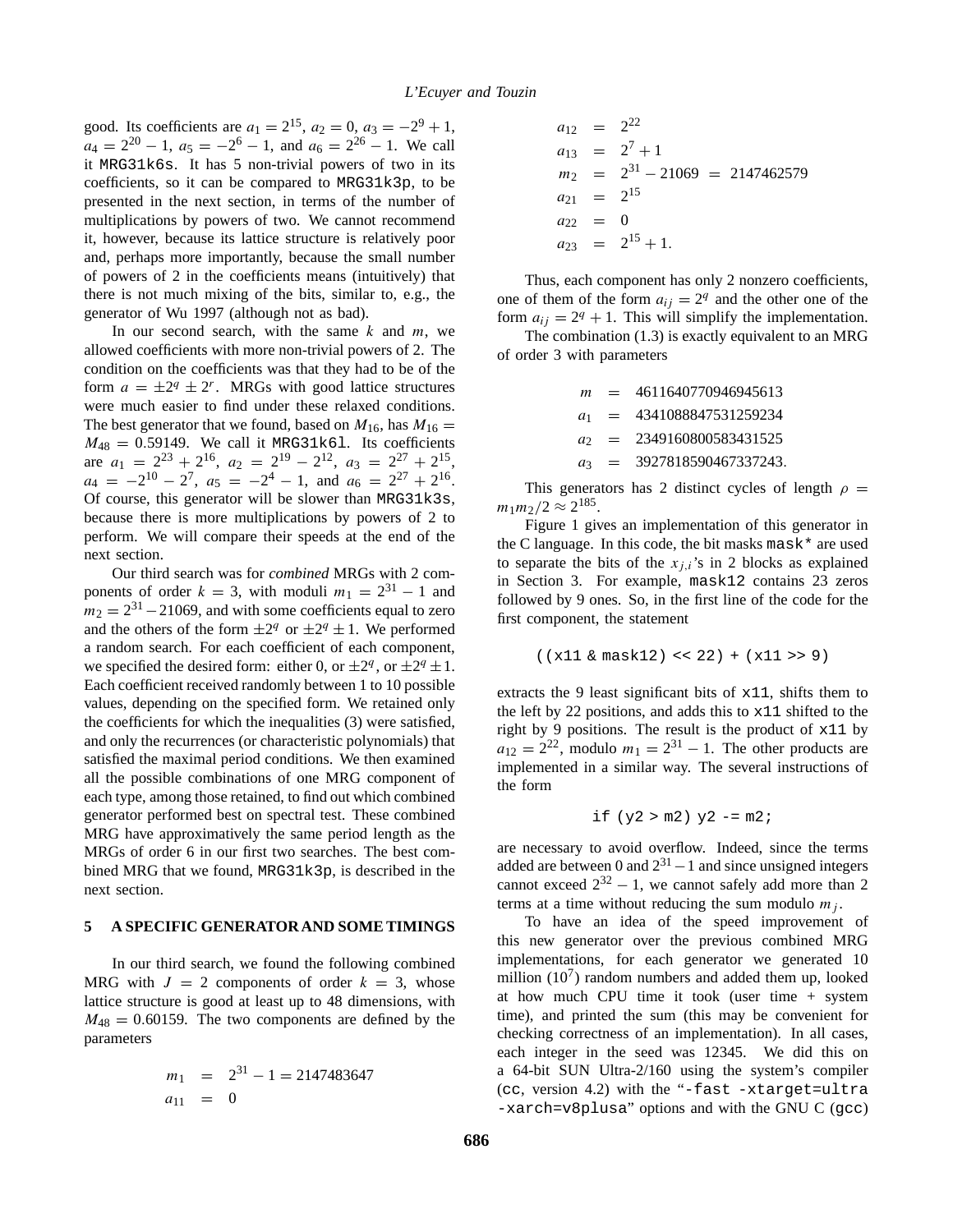good. Its coefficients are $a_1 = 2^{15}$, $a_2 = 0$, $a_3 = -2^9 + 1$, $a_4 = 2^{20} - 1$, $a_5 = -2^6 - 1$, and $a_6 = 2^{26} - 1$. We call it `MRG31k6s`. It has 5 non-trivial powers of two in its coefficients, so it can be compared to `MRG31k3p`, to be presented in the next section, in terms of the number of multiplications by powers of two. We cannot recommend it, however, because its lattice structure is relatively poor and, perhaps more importantly, because the small number of powers of 2 in the coefficients means (intuitively) that there is not much mixing of the bits, similar to, e.g., the generator of Wu 1997 (although not as bad).

In our second search, with the same $k$ and $m$, we allowed coefficients with more non-trivial powers of 2. The condition on the coefficients was that they had to be of the form $a = \pm 2^q \pm 2^r$. MRGs with good lattice structures were much easier to find under these relaxed conditions. The best generator that we found, based on $M_{16}$, has $M_{16} = M_{48} = 0.59149$. We call it `MRG31k6l`. Its coefficients are $a_1 = 2^{23} + 2^{16}$, $a_2 = 2^{19} - 2^{12}$, $a_3 = 2^{27} + 2^{15}$, $a_4 = -2^{10} - 2^7$, $a_5 = -2^4 - 1$, and $a_6 = 2^{27} + 2^{16}$. Of course, this generator will be slower than `MRG31k3s`, because there is more multiplications by powers of 2 to perform. We will compare their speeds at the end of the next section.

Our third search was for *combined* MRGs with 2 components of order $k = 3$, with moduli $m_1 = 2^{31} - 1$ and $m_2 = 2^{31} - 21069$, and with some coefficients equal to zero and the others of the form $\pm 2^q$ or $\pm 2^q \pm 1$. We performed a random search. For each coefficient of each component, we specified the desired form: either 0, or $\pm 2^q$, or $\pm 2^q \pm 1$. Each coefficient received randomly between 1 to 10 possible values, depending on the specified form. We retained only the coefficients for which the inequalities (3) were satisfied, and only the recurrences (or characteristic polynomials) that satisfied the maximal period conditions. We then examined all the possible combinations of one MRG component of each type, among those retained, to find out which combined generator performed best on spectral test. These combined MRG have approximatively the same period length as the MRGs of order 6 in our first two searches. The best combined MRG that we found, `MRG31k3p`, is described in the next section.

## 5 A SPECIFIC GENERATOR AND SOME TIMINGS

In our third search, we found the following combined MRG with $J = 2$ components of order $k = 3$, whose lattice structure is good at least up to 48 dimensions, with $M_{48} = 0.60159$. The two components are defined by the parameters

$$
\begin{aligned}
m_1 &= 2^{31} - 1 = 2147483647 \\
a_{11} &= 0 \\
a_{12} &= 2^{22} \\
a_{13} &= 2^7 + 1 \\
m_2 &= 2^{31} - 21069 = 2147462579 \\
a_{21} &= 2^{15} \\
a_{22} &= 0 \\
a_{23} &= 2^{15} + 1.
\end{aligned}
$$

Thus, each component has only 2 nonzero coefficients, one of them of the form $a_{ij} = 2^q$ and the other one of the form $a_{ij} = 2^q + 1$. This will simplify the implementation.

The combination (1.3) is exactly equivalent to an MRG of order 3 with parameters

$$
\begin{aligned}
m &= 4611640770946945613 \\
a_1 &= 4341088847531259234 \\
a_2 &= 2349160800583431525 \\
a_3 &= 3927818590467337243.
\end{aligned}
$$

This generators has 2 distinct cycles of length $\rho = m_1 m_2 / 2 \approx 2^{185}$.

Figure 1 gives an implementation of this generator in the C language. In this code, the bit masks `mask*` are used to separate the bits of the $x_{j,i}$'s in 2 blocks as explained in Section 3. For example, `mask12` contains 23 zeros followed by 9 ones. So, in the first line of the code for the first component, the statement

```
((x11 & mask12) << 22) + (x11 >> 9)
```

extracts the 9 least significant bits of `x11`, shifts them to the left by 22 positions, and adds this to `x11` shifted to the right by 9 positions. The result is the product of `x11` by $a_{12} = 2^{22}$, modulo $m_1 = 2^{31} - 1$. The other products are implemented in a similar way. The several instructions of the form

```
if (y2 > m2) y2 -= m2;
```

are necessary to avoid overflow. Indeed, since the terms added are between 0 and $2^{31} - 1$ and since unsigned integers cannot exceed $2^{32} - 1$, we cannot safely add more than 2 terms at a time without reducing the sum modulo $m_j$.

To have an idea of the speed improvement of this new generator over the previous combined MRG implementations, for each generator we generated 10 million ($10^7$) random numbers and added them up, looked at how much CPU time it took (user time + system time), and printed the sum (this may be convenient for checking correctness of an implementation). In all cases, each integer in the seed was 12345. We did this on a 64-bit SUN Ultra-2/160 using the system's compiler (`cc`, version 4.2) with the "`-fast -xtarget=ultra -xarch=v8plusa`" options and with the GNU C (`gcc`)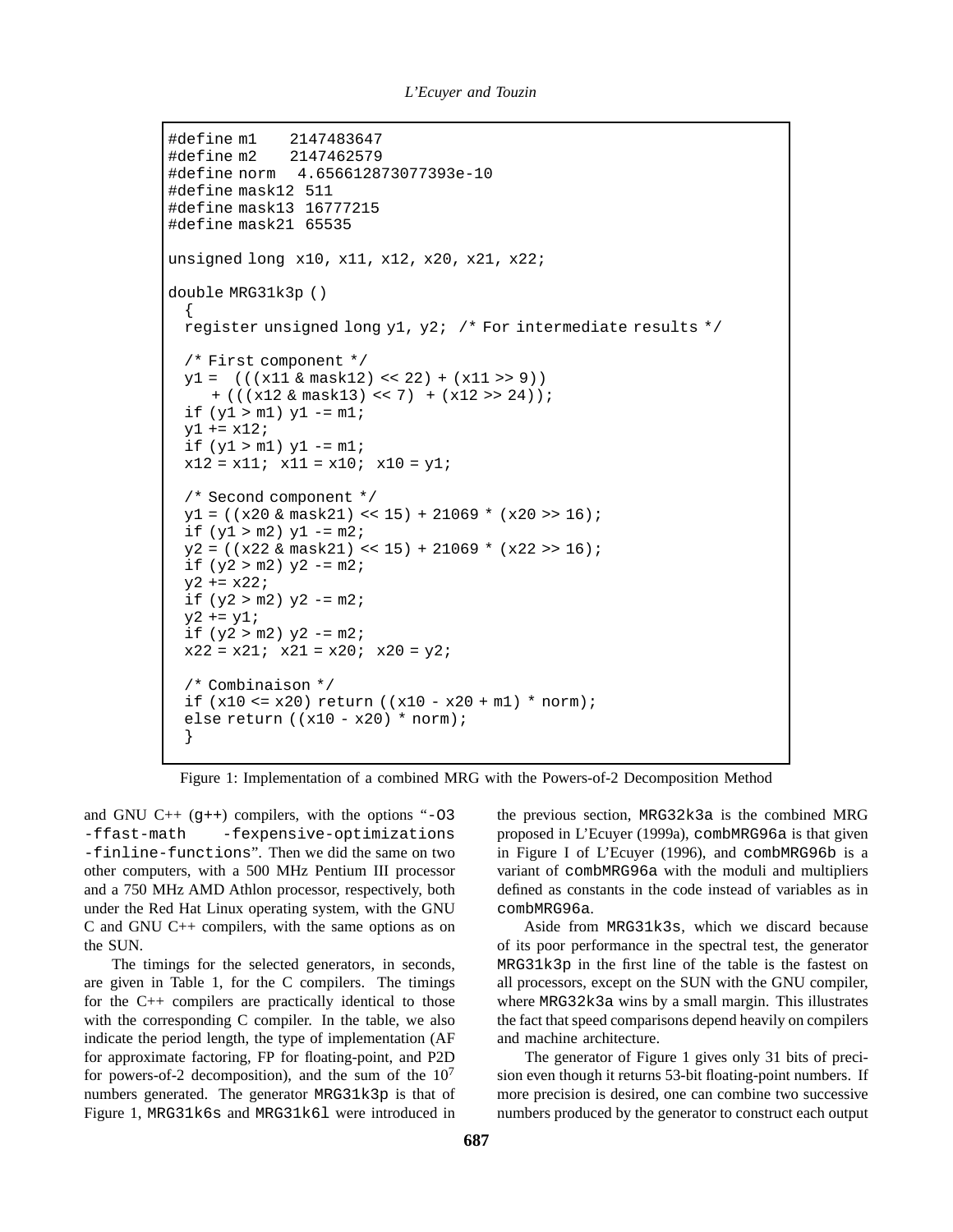```
#define m1    2147483647
#define m2    2147462579
#define norm  4.656612873077393e-10
#define mask12 511
#define mask13 16777215
#define mask21 65535

unsigned long  x10, x11, x12, x20, x21, x22;

double MRG31k3p ()
  {
  register unsigned long y1, y2;  /* For intermediate results */

  /* First component */
  y1 =  (((x11 & mask12) << 22) + (x11 >> 9))
     + (((x12 & mask13) << 7)  + (x12 >> 24));
  if (y1 > m1) y1 -= m1;
  y1 += x12;
  if (y1 > m1) y1 -= m1;
  x12 = x11;  x11 = x10;  x10 = y1;

  /* Second component */
  y1 = ((x20 & mask21) << 15) + 21069 * (x20 >> 16);
  if (y1 > m2) y1 -= m2;
  y2 = ((x22 & mask21) << 15) + 21069 * (x22 >> 16);
  if (y2 > m2) y2 -= m2;
  y2 += x22;
  if (y2 > m2) y2 -= m2;
  y2 += y1;
  if (y2 > m2) y2 -= m2;
  x22 = x21;  x21 = x20;  x20 = y2;

  /* Combinaison */
  if (x10 <= x20) return ((x10 - x20 + m1) * norm);
  else return ((x10 - x20) * norm);
  }
```

Figure 1: Implementation of a combined MRG with the Powers-of-2 Decomposition Method

and GNU C++ (`g++`) compilers, with the options "`-O3 -ffast-math -fexpensive-optimizations -finline-functions`". Then we did the same on two other computers, with a 500 MHz Pentium III processor and a 750 MHz AMD Athlon processor, respectively, both under the Red Hat Linux operating system, with the GNU C and GNU C++ compilers, with the same options as on the SUN.

The timings for the selected generators, in seconds, are given in Table 1, for the C compilers. The timings for the C++ compilers are practically identical to those with the corresponding C compiler. In the table, we also indicate the period length, the type of implementation (AF for approximate factoring, FP for floating-point, and P2D for powers-of-2 decomposition), and the sum of the $10^7$ numbers generated. The generator `MRG31k3p` is that of Figure 1, `MRG31k6s` and `MRG31k6l` were introduced in the previous section, `MRG32k3a` is the combined MRG proposed in L'Ecuyer (1999a), `combMRG96a` is that given in Figure I of L'Ecuyer (1996), and `combMRG96b` is a variant of `combMRG96a` with the moduli and multipliers defined as constants in the code instead of variables as in `combMRG96a`.

Aside from `MRG31k3s`, which we discard because of its poor performance in the spectral test, the generator `MRG31k3p` in the first line of the table is the fastest on all processors, except on the SUN with the GNU compiler, where `MRG32k3a` wins by a small margin. This illustrates the fact that speed comparisons depend heavily on compilers and machine architecture.

The generator of Figure 1 gives only 31 bits of precision even though it returns 53-bit floating-point numbers. If more precision is desired, one can combine two successive numbers produced by the generator to construct each output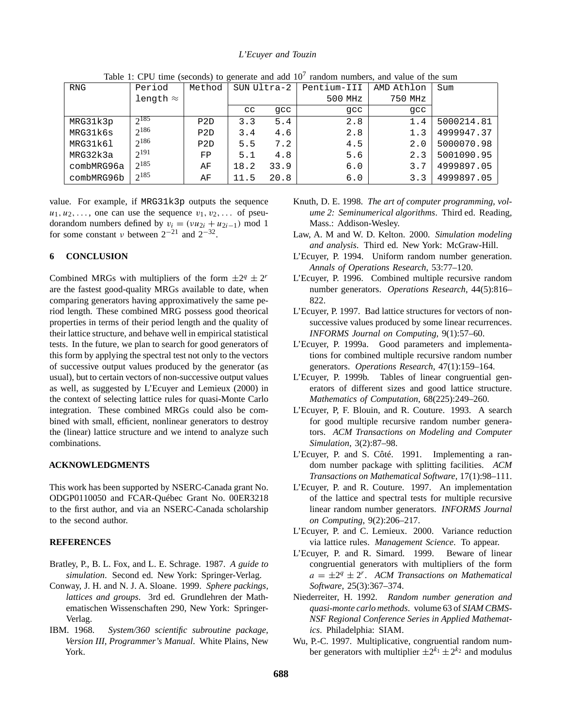Table 1: CPU time (seconds) to generate and add $10^7$ random numbers, and value of the sum

| RNG | Period length $\approx$ | Method | SUN Ultra-2 | | Pentium-III 500 MHz | AMD Athlon 750 MHz | Sum |
|---|---|---|---|---|---|---|---|
| | | | cc | gcc | gcc | gcc | |
| MRG31k3p | $2^{185}$ | P2D | 3.3 | 5.4 | 2.8 | 1.4 | 5000214.81 |
| MRG31k6s | $2^{186}$ | P2D | 3.4 | 4.6 | 2.8 | 1.3 | 4999947.37 |
| MRG31k6l | $2^{186}$ | P2D | 5.5 | 7.2 | 4.5 | 2.0 | 5000070.98 |
| MRG32k3a | $2^{191}$ | FP | 5.1 | 4.8 | 5.6 | 2.3 | 5001090.95 |
| combMRG96a | $2^{185}$ | AF | 18.2 | 33.9 | 6.0 | 3.7 | 4999897.05 |
| combMRG96b | $2^{185}$ | AF | 11.5 | 20.8 | 6.0 | 3.3 | 4999897.05 |

value. For example, if MRG31k3p outputs the sequence $u_1, u_2, \ldots$, one can use the sequence $v_1, v_2, \ldots$ of pseudorandom numbers defined by $v_i = (\nu u_{2i} + u_{2i-1}) \bmod 1$ for some constant $\nu$ between $2^{-21}$ and $2^{-32}$.

## 6 CONCLUSION

Combined MRGs with multipliers of the form $\pm 2^q \pm 2^r$ are the fastest good-quality MRGs available to date, when comparing generators having approximatively the same period length. These combined MRG possess good theorical properties in terms of their period length and the quality of their lattice structure, and behave well in empirical statistical tests. In the future, we plan to search for good generators of this form by applying the spectral test not only to the vectors of successive output values produced by the generator (as usual), but to certain vectors of non-successive output values as well, as suggested by L'Ecuyer and Lemieux (2000) in the context of selecting lattice rules for quasi-Monte Carlo integration. These combined MRGs could also be combined with small, efficient, nonlinear generators to destroy the (linear) lattice structure and we intend to analyze such combinations.

## ACKNOWLEDGMENTS

This work has been supported by NSERC-Canada grant No. ODGP0110050 and FCAR-Québec Grant No. 00ER3218 to the first author, and via an NSERC-Canada scholarship to the second author.

## REFERENCES

Bratley, P., B. L. Fox, and L. E. Schrage. 1987. *A guide to simulation*. Second ed. New York: Springer-Verlag.

Conway, J. H. and N. J. A. Sloane. 1999. *Sphere packings, lattices and groups*. 3rd ed. Grundlehren der Mathematischen Wissenschaften 290, New York: Springer-Verlag.

IBM. 1968. *System/360 scientific subroutine package, Version III, Programmer's Manual*. White Plains, New York.

Knuth, D. E. 1998. *The art of computer programming, volume 2: Seminumerical algorithms*. Third ed. Reading, Mass.: Addison-Wesley.

Law, A. M and W. D. Kelton. 2000. *Simulation modeling and analysis*. Third ed. New York: McGraw-Hill.

L'Ecuyer, P. 1994. Uniform random number generation. *Annals of Operations Research*, 53:77–120.

L'Ecuyer, P. 1996. Combined multiple recursive random number generators. *Operations Research*, 44(5):816–822.

L'Ecuyer, P. 1997. Bad lattice structures for vectors of non-successive values produced by some linear recurrences. *INFORMS Journal on Computing*, 9(1):57–60.

L'Ecuyer, P. 1999a. Good parameters and implementations for combined multiple recursive random number generators. *Operations Research*, 47(1):159–164.

L'Ecuyer, P. 1999b. Tables of linear congruential generators of different sizes and good lattice structure. *Mathematics of Computation*, 68(225):249–260.

L'Ecuyer, P, F. Blouin, and R. Couture. 1993. A search for good multiple recursive random number generators. *ACM Transactions on Modeling and Computer Simulation*, 3(2):87–98.

L'Ecuyer, P. and S. Côté. 1991. Implementing a random number package with splitting facilities. *ACM Transactions on Mathematical Software*, 17(1):98–111.

L'Ecuyer, P. and R. Couture. 1997. An implementation of the lattice and spectral tests for multiple recursive linear random number generators. *INFORMS Journal on Computing*, 9(2):206–217.

L'Ecuyer, P. and C. Lemieux. 2000. Variance reduction via lattice rules. *Management Science*. To appear.

L'Ecuyer, P. and R. Simard. 1999. Beware of linear congruential generators with multipliers of the form $a = \pm 2^q \pm 2^r$. *ACM Transactions on Mathematical Software*, 25(3):367–374.

Niederreiter, H. 1992. *Random number generation and quasi-monte carlo methods*. volume 63 of *SIAM CBMS-NSF Regional Conference Series in Applied Mathematics*. Philadelphia: SIAM.

Wu, P.-C. 1997. Multiplicative, congruential random number generators with multiplier $\pm 2^{k_1} \pm 2^{k_2}$ and modulus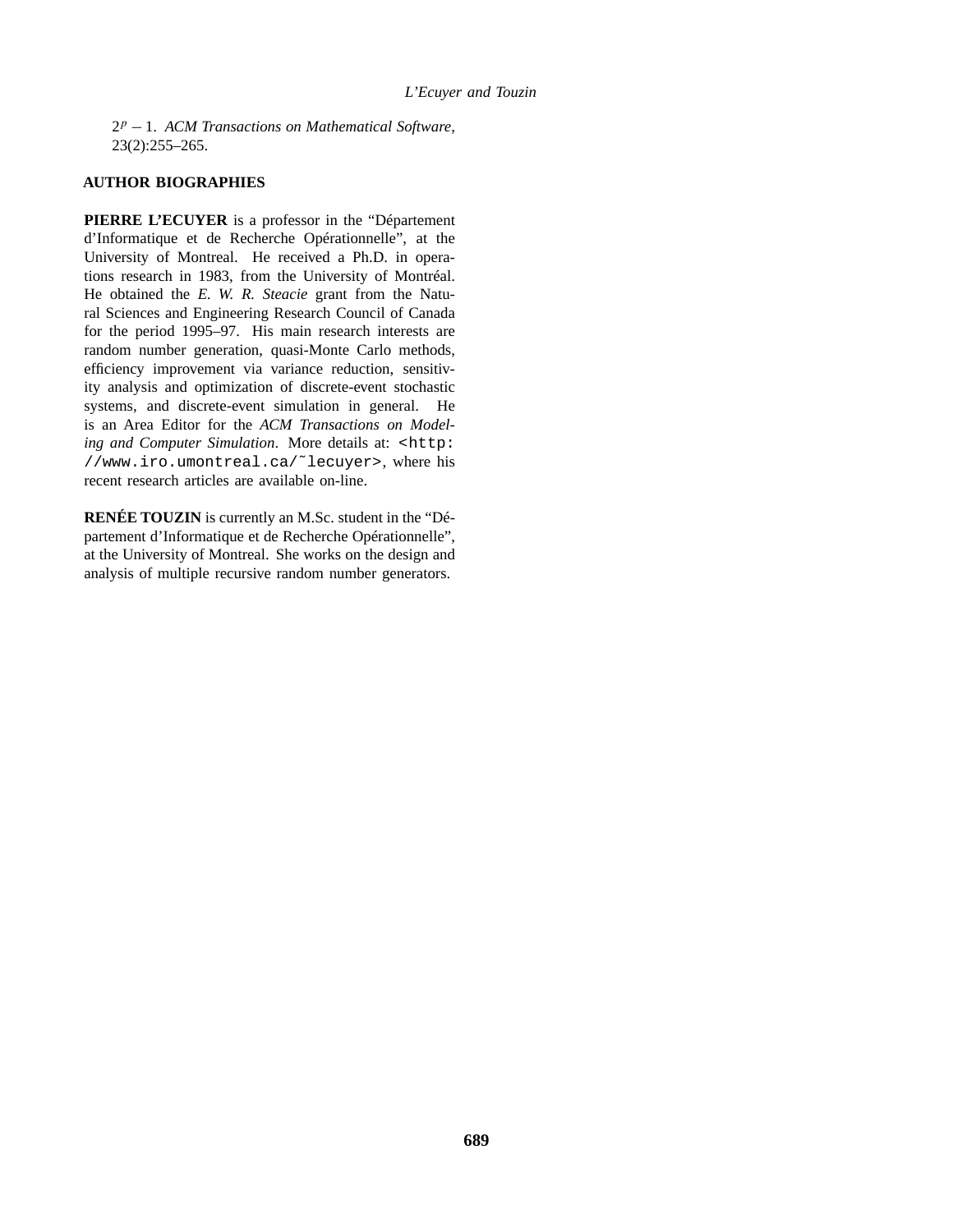$2^p - 1$. *ACM Transactions on Mathematical Software*, 23(2):255–265.

## AUTHOR BIOGRAPHIES

**PIERRE L'ECUYER** is a professor in the "Département d'Informatique et de Recherche Opérationnelle", at the University of Montreal. He received a Ph.D. in operations research in 1983, from the University of Montréal. He obtained the *E. W. R. Steacie* grant from the Natural Sciences and Engineering Research Council of Canada for the period 1995–97. His main research interests are random number generation, quasi-Monte Carlo methods, efficiency improvement via variance reduction, sensitivity analysis and optimization of discrete-event stochastic systems, and discrete-event simulation in general. He is an Area Editor for the *ACM Transactions on Modeling and Computer Simulation*. More details at: `<http://www.iro.umontreal.ca/~lecuyer>`, where his recent research articles are available on-line.

**RENÉE TOUZIN** is currently an M.Sc. student in the "Département d'Informatique et de Recherche Opérationnelle", at the University of Montreal. She works on the design and analysis of multiple recursive random number generators.